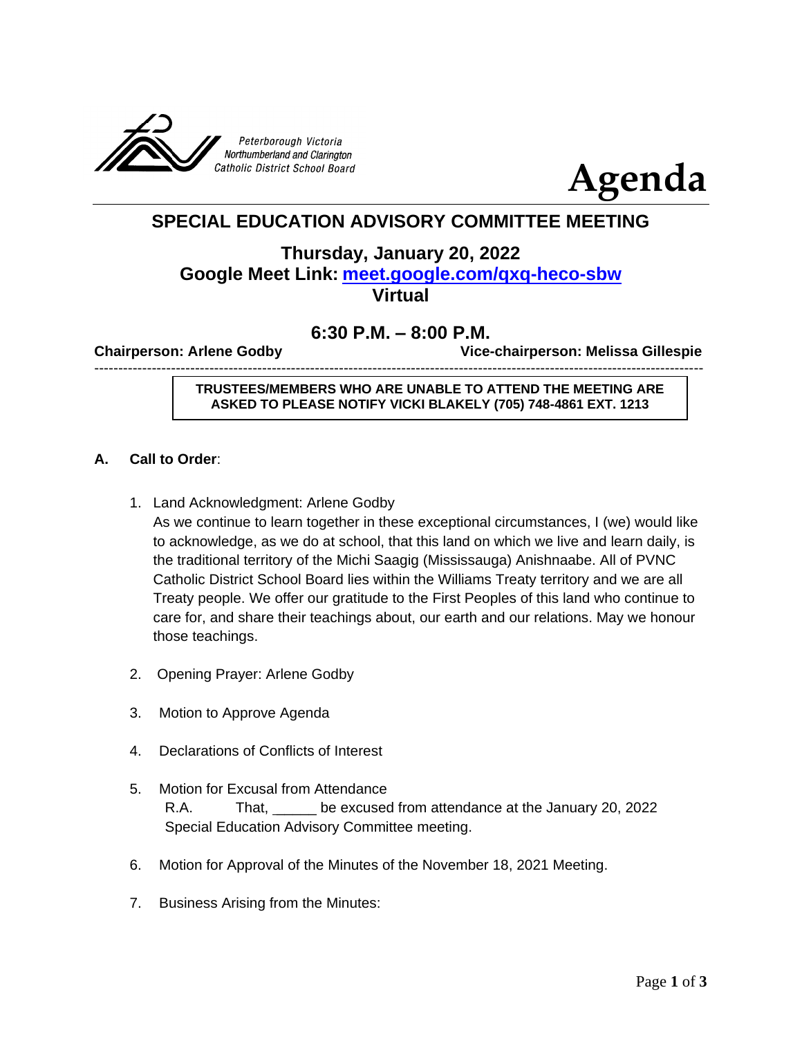Peterborough Victoria
Northumberland and Clarington
Catholic District School Board

# Agenda

## SPECIAL EDUCATION ADVISORY COMMITTEE MEETING

### Thursday, January 20, 2022
### Google Meet Link: [meet.google.com/qxq-heco-sbw](https://meet.google.com/qxq-heco-sbw)
### Virtual

### 6:30 P.M. – 8:00 P.M.

**Chairperson: Arlene Godby** **Vice-chairperson: Melissa Gillespie**

---

**TRUSTEES/MEMBERS WHO ARE UNABLE TO ATTEND THE MEETING ARE ASKED TO PLEASE NOTIFY VICKI BLAKELY (705) 748-4861 EXT. 1213**

**A. Call to Order**:

1. Land Acknowledgment: Arlene Godby
   As we continue to learn together in these exceptional circumstances, I (we) would like to acknowledge, as we do at school, that this land on which we live and learn daily, is the traditional territory of the Michi Saagig (Mississauga) Anishnaabe. All of PVNC Catholic District School Board lies within the Williams Treaty territory and we are all Treaty people. We offer our gratitude to the First Peoples of this land who continue to care for, and share their teachings about, our earth and our relations. May we honour those teachings.

2. Opening Prayer: Arlene Godby

3. Motion to Approve Agenda

4. Declarations of Conflicts of Interest

5. Motion for Excusal from Attendance
   R.A. That, _____ be excused from attendance at the January 20, 2022 Special Education Advisory Committee meeting.

6. Motion for Approval of the Minutes of the November 18, 2021 Meeting.

7. Business Arising from the Minutes: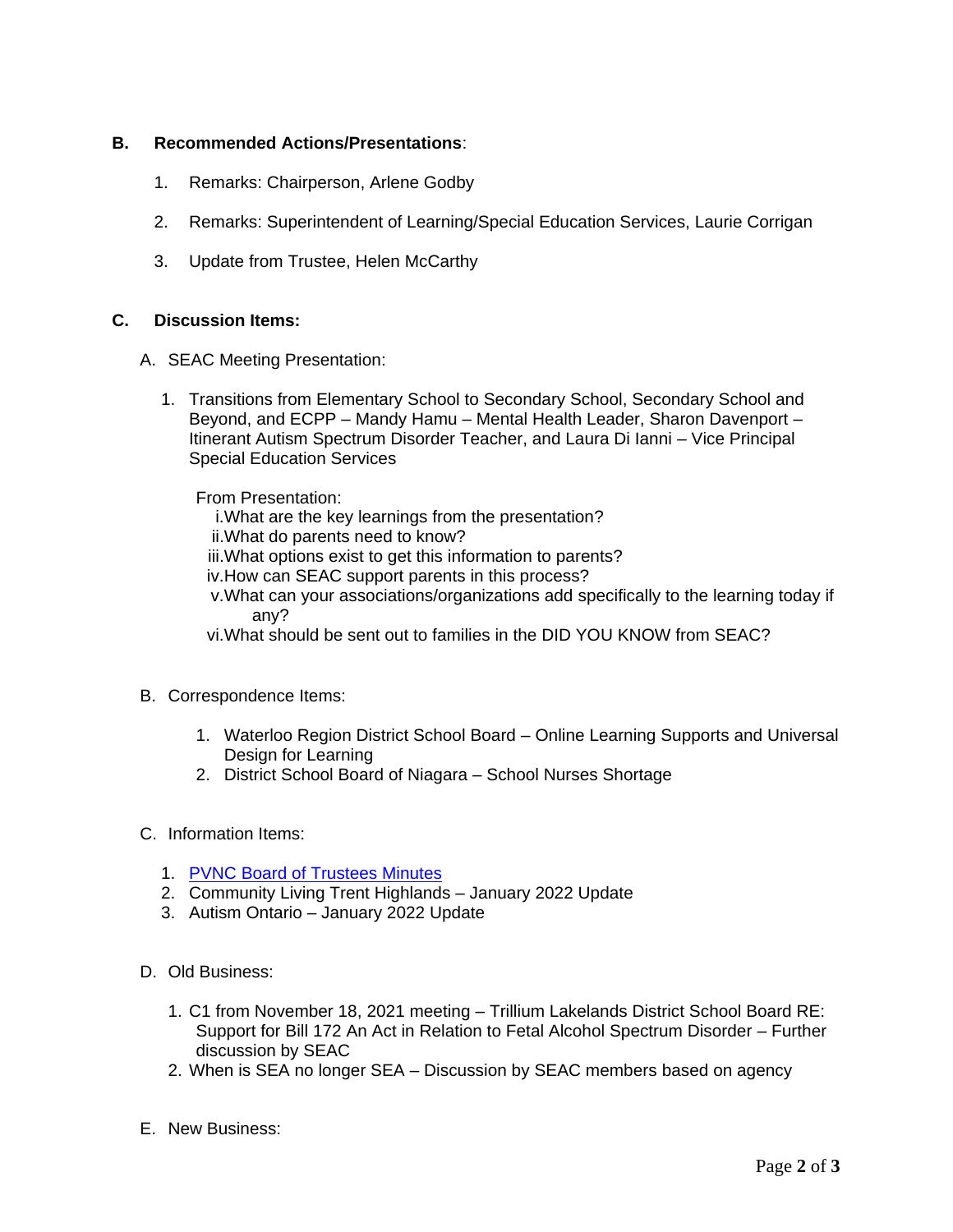**B. Recommended Actions/Presentations**:

1. Remarks: Chairperson, Arlene Godby
2. Remarks: Superintendent of Learning/Special Education Services, Laurie Corrigan
3. Update from Trustee, Helen McCarthy

**C. Discussion Items:**

A. SEAC Meeting Presentation:

1. Transitions from Elementary School to Secondary School, Secondary School and Beyond, and ECPP – Mandy Hamu – Mental Health Leader, Sharon Davenport – Itinerant Autism Spectrum Disorder Teacher, and Laura Di Ianni – Vice Principal Special Education Services

   From Presentation:

   i. What are the key learnings from the presentation?
   ii. What do parents need to know?
   iii. What options exist to get this information to parents?
   iv. How can SEAC support parents in this process?
   v. What can your associations/organizations add specifically to the learning today if any?
   vi. What should be sent out to families in the DID YOU KNOW from SEAC?

B. Correspondence Items:

1. Waterloo Region District School Board – Online Learning Supports and Universal Design for Learning
2. District School Board of Niagara – School Nurses Shortage

C. Information Items:

1. PVNC Board of Trustees Minutes
2. Community Living Trent Highlands – January 2022 Update
3. Autism Ontario – January 2022 Update

D. Old Business:

1. C1 from November 18, 2021 meeting – Trillium Lakelands District School Board RE: Support for Bill 172 An Act in Relation to Fetal Alcohol Spectrum Disorder – Further discussion by SEAC
2. When is SEA no longer SEA – Discussion by SEAC members based on agency

E. New Business: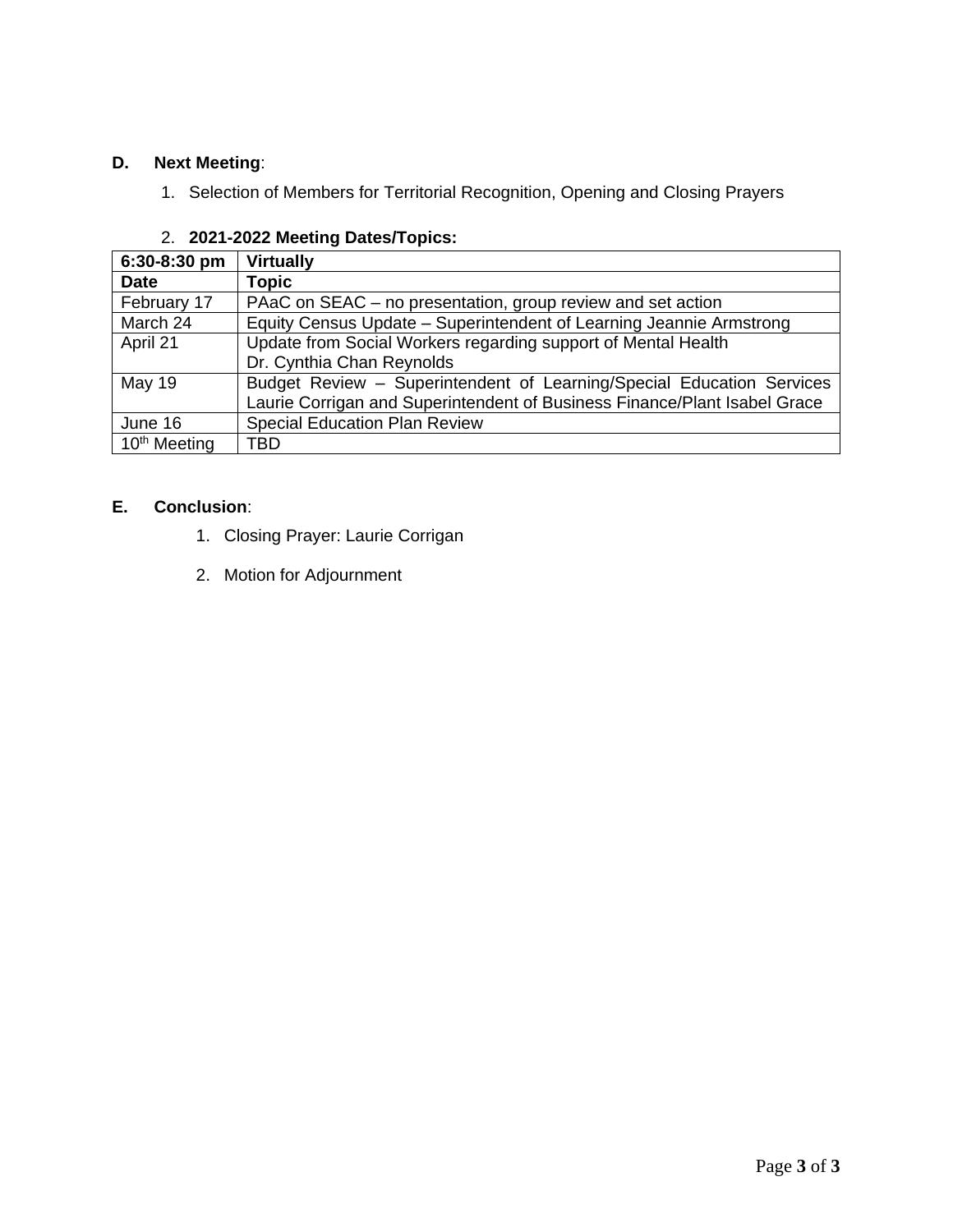**D. Next Meeting**:

1. Selection of Members for Territorial Recognition, Opening and Closing Prayers

2. **2021-2022 Meeting Dates/Topics:**

| **6:30-8:30 pm** | **Virtually** |
|---|---|
| **Date** | **Topic** |
| February 17 | PAaC on SEAC – no presentation, group review and set action |
| March 24 | Equity Census Update – Superintendent of Learning Jeannie Armstrong |
| April 21 | Update from Social Workers regarding support of Mental Health<br>Dr. Cynthia Chan Reynolds |
| May 19 | Budget Review – Superintendent of Learning/Special Education Services Laurie Corrigan and Superintendent of Business Finance/Plant Isabel Grace |
| June 16 | Special Education Plan Review |
| 10th Meeting | TBD |

**E. Conclusion**:

1. Closing Prayer: Laurie Corrigan

2. Motion for Adjournment